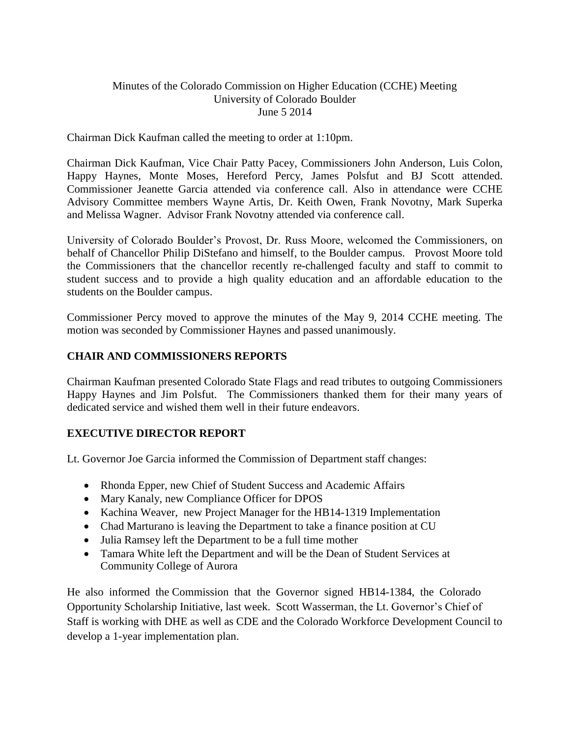Minutes of the Colorado Commission on Higher Education (CCHE) Meeting
University of Colorado Boulder
June 5 2014

Chairman Dick Kaufman called the meeting to order at 1:10pm.

Chairman Dick Kaufman, Vice Chair Patty Pacey, Commissioners John Anderson, Luis Colon, Happy Haynes, Monte Moses, Hereford Percy, James Polsfut and BJ Scott attended. Commissioner Jeanette Garcia attended via conference call. Also in attendance were CCHE Advisory Committee members Wayne Artis, Dr. Keith Owen, Frank Novotny, Mark Superka and Melissa Wagner. Advisor Frank Novotny attended via conference call.

University of Colorado Boulder's Provost, Dr. Russ Moore, welcomed the Commissioners, on behalf of Chancellor Philip DiStefano and himself, to the Boulder campus. Provost Moore told the Commissioners that the chancellor recently re-challenged faculty and staff to commit to student success and to provide a high quality education and an affordable education to the students on the Boulder campus.

Commissioner Percy moved to approve the minutes of the May 9, 2014 CCHE meeting. The motion was seconded by Commissioner Haynes and passed unanimously.

## CHAIR AND COMMISSIONERS REPORTS

Chairman Kaufman presented Colorado State Flags and read tributes to outgoing Commissioners Happy Haynes and Jim Polsfut. The Commissioners thanked them for their many years of dedicated service and wished them well in their future endeavors.

## EXECUTIVE DIRECTOR REPORT

Lt. Governor Joe Garcia informed the Commission of Department staff changes:

- Rhonda Epper, new Chief of Student Success and Academic Affairs
- Mary Kanaly, new Compliance Officer for DPOS
- Kachina Weaver, new Project Manager for the HB14-1319 Implementation
- Chad Marturano is leaving the Department to take a finance position at CU
- Julia Ramsey left the Department to be a full time mother
- Tamara White left the Department and will be the Dean of Student Services at Community College of Aurora

He also informed the Commission that the Governor signed HB14-1384, the Colorado Opportunity Scholarship Initiative, last week. Scott Wasserman, the Lt. Governor's Chief of Staff is working with DHE as well as CDE and the Colorado Workforce Development Council to develop a 1-year implementation plan.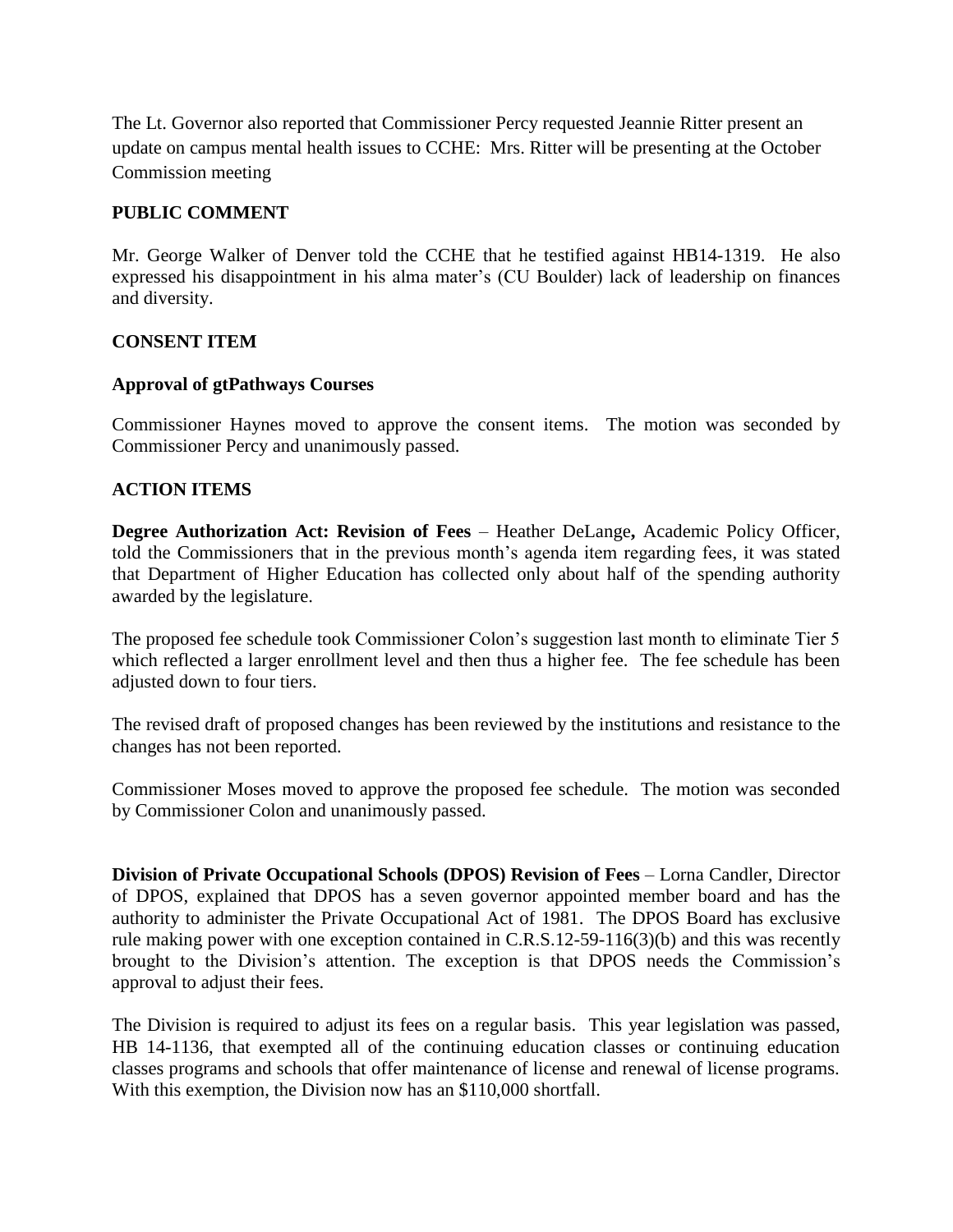The Lt. Governor also reported that Commissioner Percy requested Jeannie Ritter present an update on campus mental health issues to CCHE: Mrs. Ritter will be presenting at the October Commission meeting

## PUBLIC COMMENT

Mr. George Walker of Denver told the CCHE that he testified against HB14-1319. He also expressed his disappointment in his alma mater's (CU Boulder) lack of leadership on finances and diversity.

## CONSENT ITEM

### Approval of gtPathways Courses

Commissioner Haynes moved to approve the consent items. The motion was seconded by Commissioner Percy and unanimously passed.

## ACTION ITEMS

**Degree Authorization Act: Revision of Fees** – Heather DeLange**,** Academic Policy Officer, told the Commissioners that in the previous month's agenda item regarding fees, it was stated that Department of Higher Education has collected only about half of the spending authority awarded by the legislature.

The proposed fee schedule took Commissioner Colon's suggestion last month to eliminate Tier 5 which reflected a larger enrollment level and then thus a higher fee. The fee schedule has been adjusted down to four tiers.

The revised draft of proposed changes has been reviewed by the institutions and resistance to the changes has not been reported.

Commissioner Moses moved to approve the proposed fee schedule. The motion was seconded by Commissioner Colon and unanimously passed.

**Division of Private Occupational Schools (DPOS) Revision of Fees** – Lorna Candler, Director of DPOS, explained that DPOS has a seven governor appointed member board and has the authority to administer the Private Occupational Act of 1981. The DPOS Board has exclusive rule making power with one exception contained in C.R.S.12-59-116(3)(b) and this was recently brought to the Division's attention. The exception is that DPOS needs the Commission's approval to adjust their fees.

The Division is required to adjust its fees on a regular basis. This year legislation was passed, HB 14-1136, that exempted all of the continuing education classes or continuing education classes programs and schools that offer maintenance of license and renewal of license programs. With this exemption, the Division now has an $110,000 shortfall.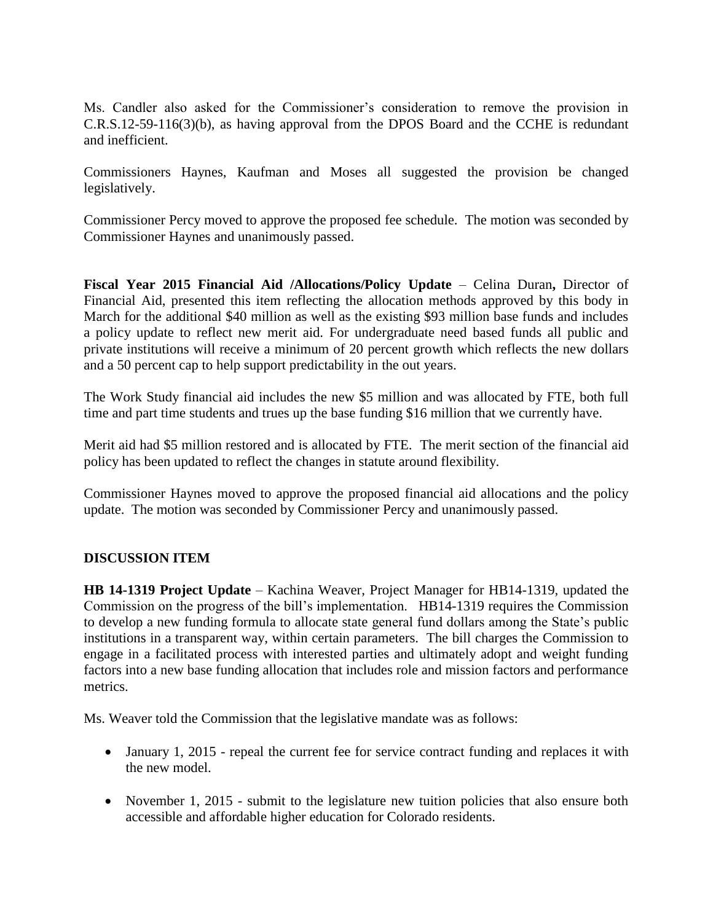Ms. Candler also asked for the Commissioner's consideration to remove the provision in C.R.S.12-59-116(3)(b), as having approval from the DPOS Board and the CCHE is redundant and inefficient.

Commissioners Haynes, Kaufman and Moses all suggested the provision be changed legislatively.

Commissioner Percy moved to approve the proposed fee schedule. The motion was seconded by Commissioner Haynes and unanimously passed.

**Fiscal Year 2015 Financial Aid /Allocations/Policy Update** – Celina Duran**,** Director of Financial Aid, presented this item reflecting the allocation methods approved by this body in March for the additional $40 million as well as the existing $93 million base funds and includes a policy update to reflect new merit aid. For undergraduate need based funds all public and private institutions will receive a minimum of 20 percent growth which reflects the new dollars and a 50 percent cap to help support predictability in the out years.

The Work Study financial aid includes the new $5 million and was allocated by FTE, both full time and part time students and trues up the base funding $16 million that we currently have.

Merit aid had $5 million restored and is allocated by FTE. The merit section of the financial aid policy has been updated to reflect the changes in statute around flexibility.

Commissioner Haynes moved to approve the proposed financial aid allocations and the policy update. The motion was seconded by Commissioner Percy and unanimously passed.

## DISCUSSION ITEM

**HB 14-1319 Project Update** – Kachina Weaver, Project Manager for HB14-1319, updated the Commission on the progress of the bill's implementation. HB14-1319 requires the Commission to develop a new funding formula to allocate state general fund dollars among the State's public institutions in a transparent way, within certain parameters. The bill charges the Commission to engage in a facilitated process with interested parties and ultimately adopt and weight funding factors into a new base funding allocation that includes role and mission factors and performance metrics.

Ms. Weaver told the Commission that the legislative mandate was as follows:

- January 1, 2015 - repeal the current fee for service contract funding and replaces it with the new model.
- November 1, 2015 - submit to the legislature new tuition policies that also ensure both accessible and affordable higher education for Colorado residents.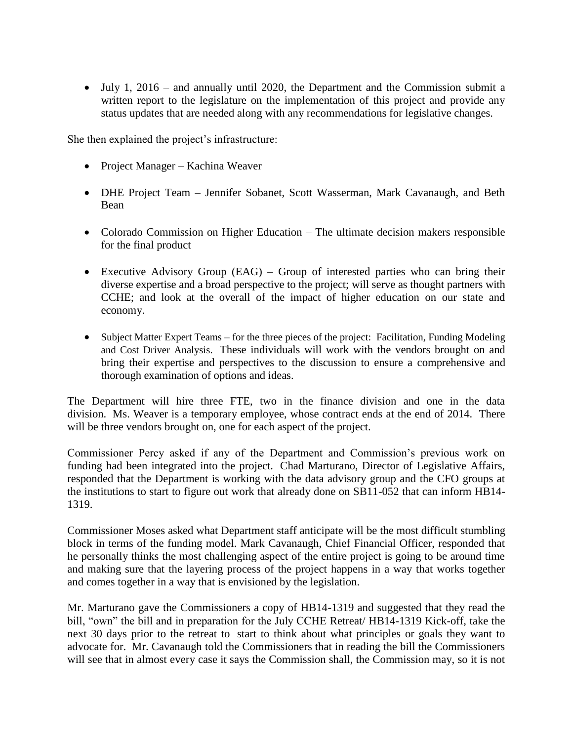- July 1, 2016 – and annually until 2020, the Department and the Commission submit a written report to the legislature on the implementation of this project and provide any status updates that are needed along with any recommendations for legislative changes.

She then explained the project's infrastructure:

- Project Manager – Kachina Weaver
- DHE Project Team – Jennifer Sobanet, Scott Wasserman, Mark Cavanaugh, and Beth Bean
- Colorado Commission on Higher Education – The ultimate decision makers responsible for the final product
- Executive Advisory Group (EAG) – Group of interested parties who can bring their diverse expertise and a broad perspective to the project; will serve as thought partners with CCHE; and look at the overall of the impact of higher education on our state and economy.
- Subject Matter Expert Teams – for the three pieces of the project: Facilitation, Funding Modeling and Cost Driver Analysis. These individuals will work with the vendors brought on and bring their expertise and perspectives to the discussion to ensure a comprehensive and thorough examination of options and ideas.

The Department will hire three FTE, two in the finance division and one in the data division. Ms. Weaver is a temporary employee, whose contract ends at the end of 2014. There will be three vendors brought on, one for each aspect of the project.

Commissioner Percy asked if any of the Department and Commission's previous work on funding had been integrated into the project. Chad Marturano, Director of Legislative Affairs, responded that the Department is working with the data advisory group and the CFO groups at the institutions to start to figure out work that already done on SB11-052 that can inform HB14-1319.

Commissioner Moses asked what Department staff anticipate will be the most difficult stumbling block in terms of the funding model. Mark Cavanaugh, Chief Financial Officer, responded that he personally thinks the most challenging aspect of the entire project is going to be around time and making sure that the layering process of the project happens in a way that works together and comes together in a way that is envisioned by the legislation.

Mr. Marturano gave the Commissioners a copy of HB14-1319 and suggested that they read the bill, "own" the bill and in preparation for the July CCHE Retreat/ HB14-1319 Kick-off, take the next 30 days prior to the retreat to start to think about what principles or goals they want to advocate for. Mr. Cavanaugh told the Commissioners that in reading the bill the Commissioners will see that in almost every case it says the Commission shall, the Commission may, so it is not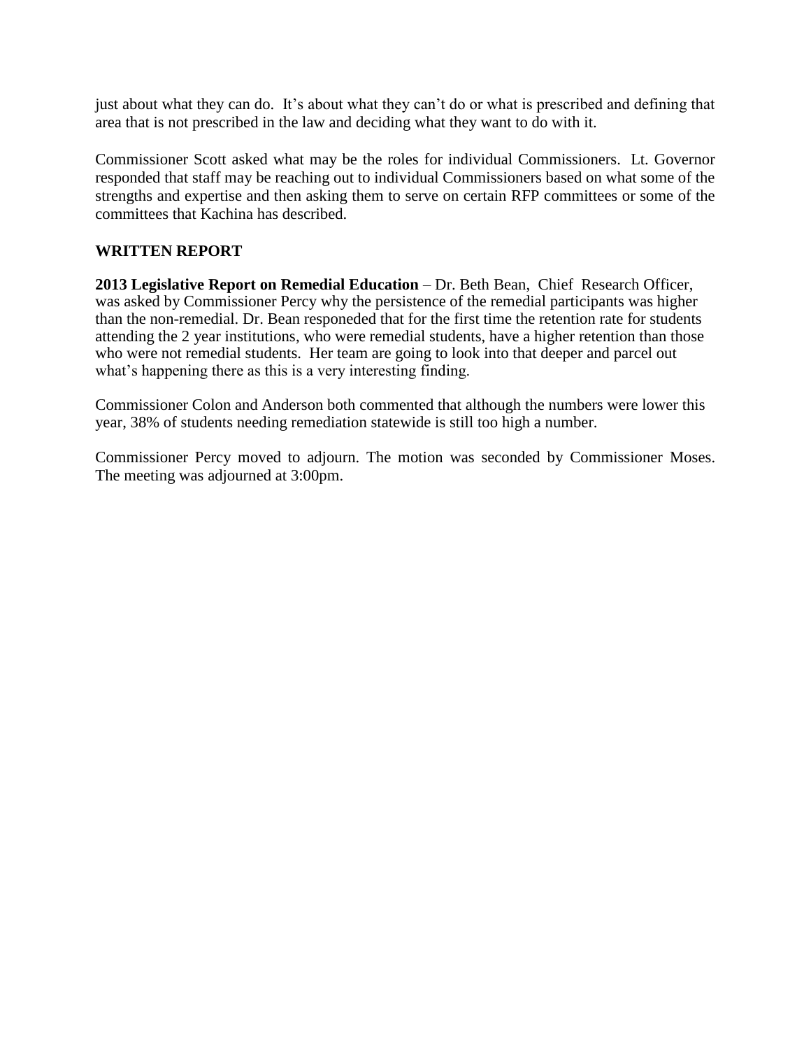just about what they can do. It's about what they can't do or what is prescribed and defining that area that is not prescribed in the law and deciding what they want to do with it.

Commissioner Scott asked what may be the roles for individual Commissioners. Lt. Governor responded that staff may be reaching out to individual Commissioners based on what some of the strengths and expertise and then asking them to serve on certain RFP committees or some of the committees that Kachina has described.

**WRITTEN REPORT**

**2013 Legislative Report on Remedial Education** – Dr. Beth Bean, Chief Research Officer, was asked by Commissioner Percy why the persistence of the remedial participants was higher than the non-remedial. Dr. Bean responeded that for the first time the retention rate for students attending the 2 year institutions, who were remedial students, have a higher retention than those who were not remedial students. Her team are going to look into that deeper and parcel out what's happening there as this is a very interesting finding.

Commissioner Colon and Anderson both commented that although the numbers were lower this year, 38% of students needing remediation statewide is still too high a number.

Commissioner Percy moved to adjourn. The motion was seconded by Commissioner Moses. The meeting was adjourned at 3:00pm.